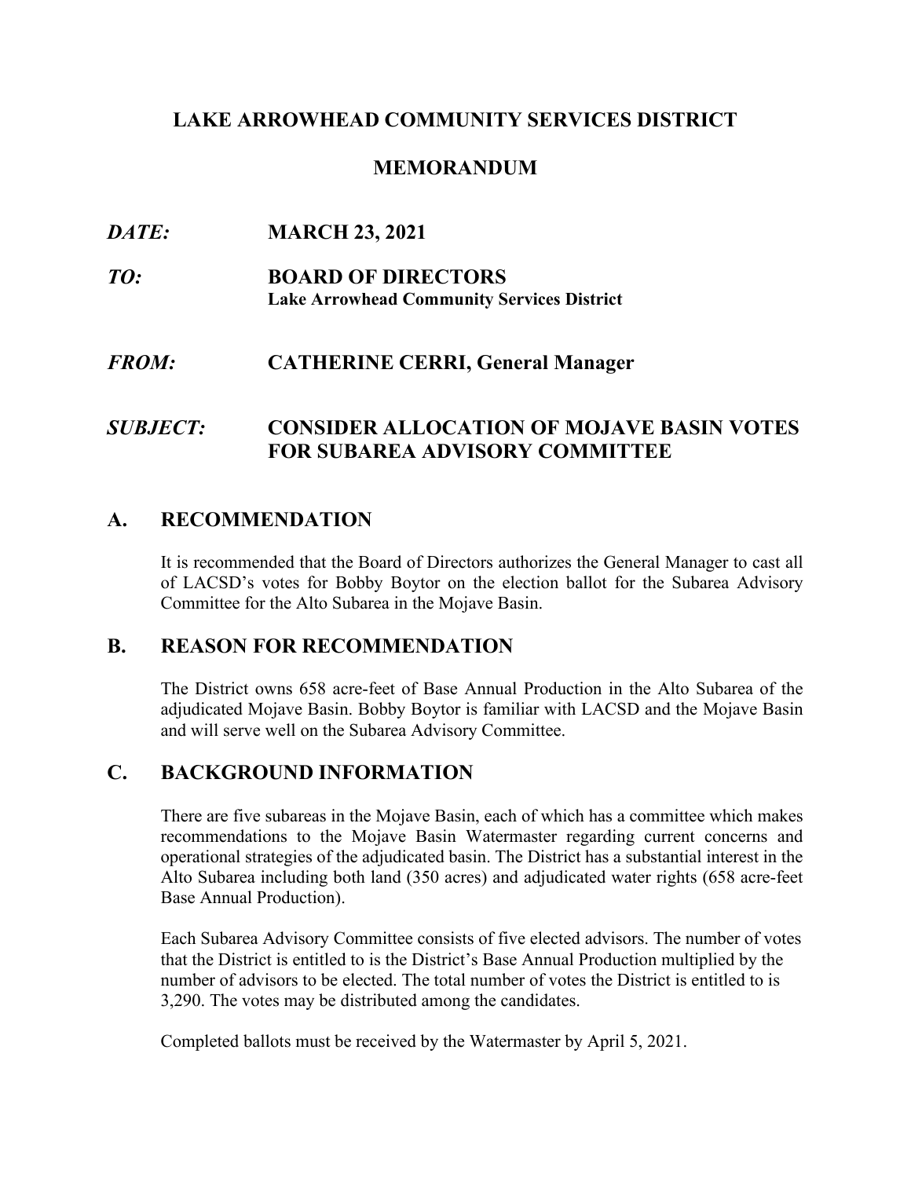# LAKE ARROWHEAD COMMUNITY SERVICES DISTRICT

## MEMORANDUM

***DATE:*** **MARCH 23, 2021**

***TO:*** **BOARD OF DIRECTORS**
**Lake Arrowhead Community Services District**

***FROM:*** **CATHERINE CERRI, General Manager**

***SUBJECT:*** **CONSIDER ALLOCATION OF MOJAVE BASIN VOTES FOR SUBAREA ADVISORY COMMITTEE**

## A. RECOMMENDATION

It is recommended that the Board of Directors authorizes the General Manager to cast all of LACSD's votes for Bobby Boytor on the election ballot for the Subarea Advisory Committee for the Alto Subarea in the Mojave Basin.

## B. REASON FOR RECOMMENDATION

The District owns 658 acre-feet of Base Annual Production in the Alto Subarea of the adjudicated Mojave Basin. Bobby Boytor is familiar with LACSD and the Mojave Basin and will serve well on the Subarea Advisory Committee.

## C. BACKGROUND INFORMATION

There are five subareas in the Mojave Basin, each of which has a committee which makes recommendations to the Mojave Basin Watermaster regarding current concerns and operational strategies of the adjudicated basin. The District has a substantial interest in the Alto Subarea including both land (350 acres) and adjudicated water rights (658 acre-feet Base Annual Production).

Each Subarea Advisory Committee consists of five elected advisors. The number of votes that the District is entitled to is the District's Base Annual Production multiplied by the number of advisors to be elected. The total number of votes the District is entitled to is 3,290. The votes may be distributed among the candidates.

Completed ballots must be received by the Watermaster by April 5, 2021.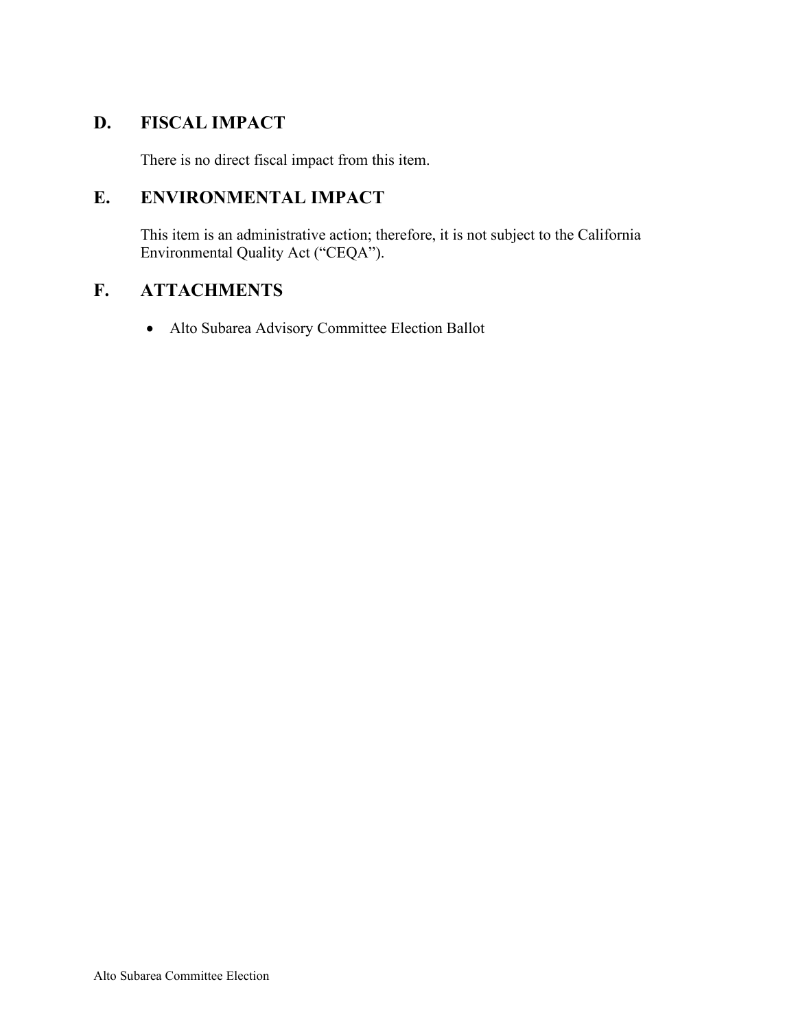## D. FISCAL IMPACT

There is no direct fiscal impact from this item.

## E. ENVIRONMENTAL IMPACT

This item is an administrative action; therefore, it is not subject to the California Environmental Quality Act ("CEQA").

## F. ATTACHMENTS

- Alto Subarea Advisory Committee Election Ballot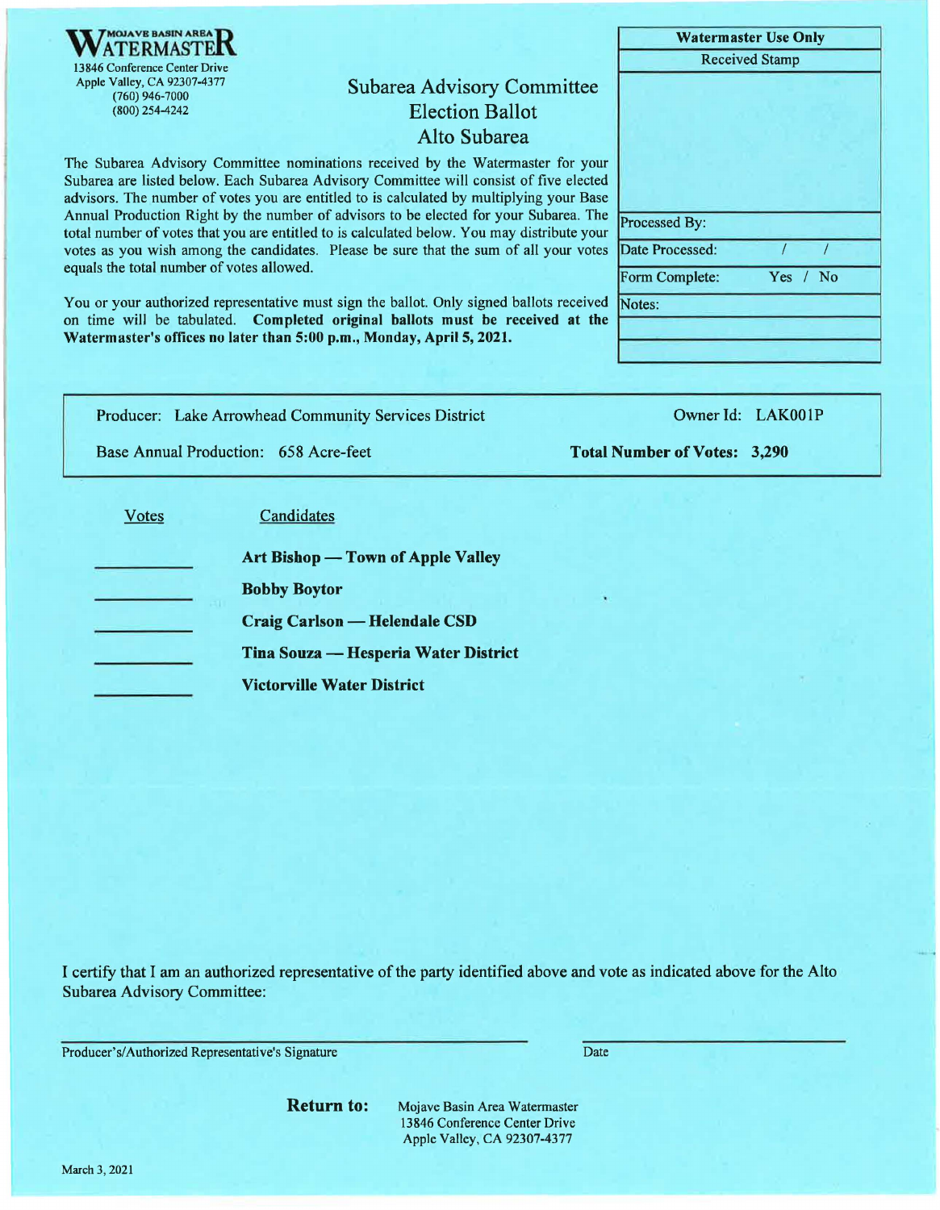**MOJAVE BASIN AREA WATERMASTER**
13846 Conference Center Drive
Apple Valley, CA 92307-4377
(760) 946-7000
(800) 254-4242

# Subarea Advisory Committee Election Ballot Alto Subarea

| Watermaster Use Only |
|---|
| Received Stamp |
| |
| Processed By: |
| Date Processed: / / |
| Form Complete: Yes / No |
| Notes: |
| |
| |

The Subarea Advisory Committee nominations received by the Watermaster for your Subarea are listed below. Each Subarea Advisory Committee will consist of five elected advisors. The number of votes you are entitled to is calculated by multiplying your Base Annual Production Right by the number of advisors to be elected for your Subarea. The total number of votes that you are entitled to is calculated below. You may distribute your votes as you wish among the candidates. Please be sure that the sum of all your votes equals the total number of votes allowed.

You or your authorized representative must sign the ballot. Only signed ballots received on time will be tabulated. **Completed original ballots must be received at the Watermaster's offices no later than 5:00 p.m., Monday, April 5, 2021.**

Producer: Lake Arrowhead Community Services District — Owner Id: LAK001P

Base Annual Production: 658 Acre-feet — **Total Number of Votes: 3,290**

| Votes | Candidates |
|---|---|
| ________ | **Art Bishop — Town of Apple Valley** |
| ________ | **Bobby Boytor** |
| ________ | **Craig Carlson — Helendale CSD** |
| ________ | **Tina Souza — Hesperia Water District** |
| ________ | **Victorville Water District** |

I certify that I am an authorized representative of the party identified above and vote as indicated above for the Alto Subarea Advisory Committee:

_______________________________________ Producer's/Authorized Representative's Signature

_______________________ Date

**Return to:** Mojave Basin Area Watermaster
13846 Conference Center Drive
Apple Valley, CA 92307-4377

March 3, 2021